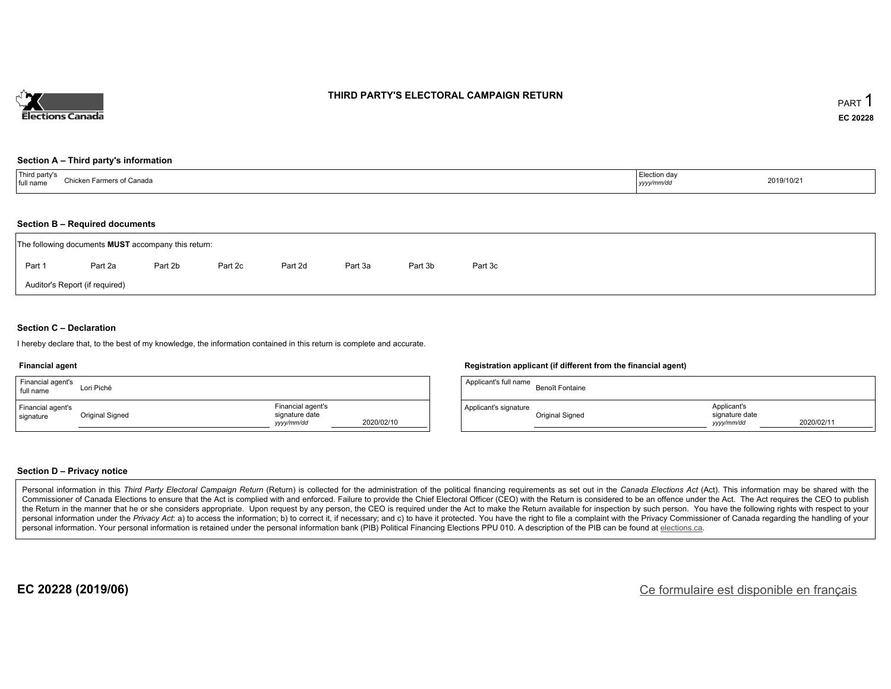# THIRD PARTY'S ELECTORAL CAMPAIGN RETURN

PART 1

EC 20228

## Section A – Third party's information

| Third party's full name | Chicken Farmers of Canada | Election day *yyyy/mm/dd* | 2019/10/21 |
|---|---|---|---|

## Section B – Required documents

The following documents **MUST** accompany this return:

Part 1 | Part 2a | Part 2b | Part 2c | Part 2d | Part 3a | Part 3b | Part 3c

Auditor's Report (if required)

## Section C – Declaration

I hereby declare that, to the best of my knowledge, the information contained in this return is complete and accurate.

### Financial agent

| Financial agent's full name | Lori Piché | | |
|---|---|---|---|
| Financial agent's signature | Original Signed | Financial agent's signature date *yyyy/mm/dd* | 2020/02/10 |

### Registration applicant (if different from the financial agent)

| Applicant's full name | Benoît Fontaine | | |
|---|---|---|---|
| Applicant's signature | Original Signed | Applicant's signature date *yyyy/mm/dd* | 2020/02/11 |

## Section D – Privacy notice

Personal information in this *Third Party Electoral Campaign Return* (Return) is collected for the administration of the political financing requirements as set out in the *Canada Elections Act* (Act). This information may be shared with the Commissioner of Canada Elections to ensure that the Act is complied with and enforced. Failure to provide the Chief Electoral Officer (CEO) with the Return is considered to be an offence under the Act. The Act requires the CEO to publish the Return in the manner that he or she considers appropriate. Upon request by any person, the CEO is required under the Act to make the Return available for inspection by such person. You have the following rights with respect to your personal information under the *Privacy Act*: a) to access the information; b) to correct it, if necessary; and c) to have it protected. You have the right to file a complaint with the Privacy Commissioner of Canada regarding the handling of your personal information. Your personal information is retained under the personal information bank (PIB) Political Financing Elections PPU 010. A description of the PIB can be found at elections.ca.

EC 20228 (2019/06)

Ce formulaire est disponible en français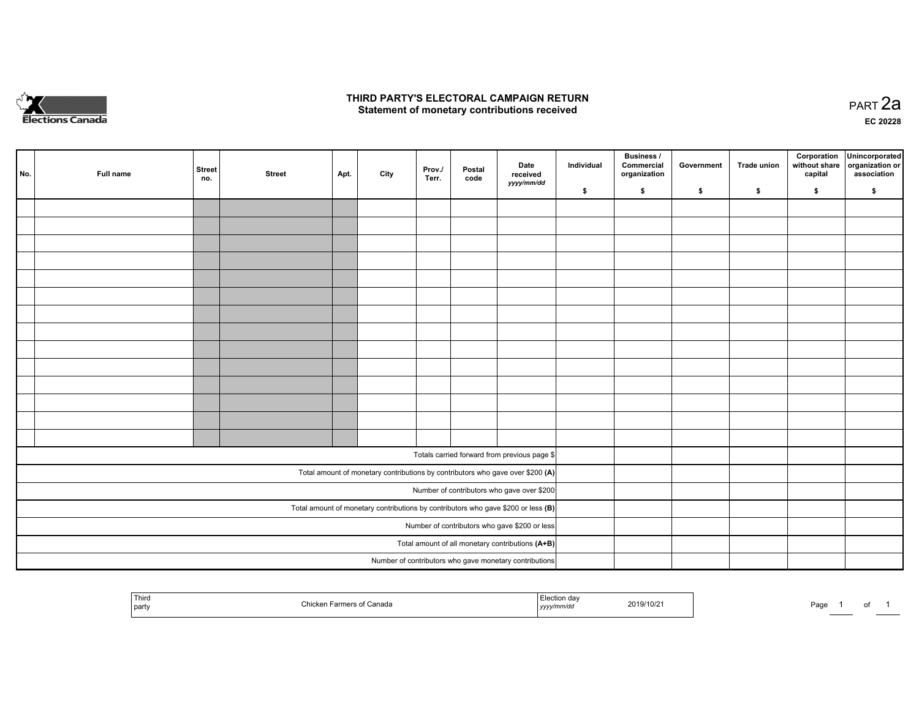# THIRD PARTY'S ELECTORAL CAMPAIGN RETURN
## Statement of monetary contributions received

PART 2a

EC 20228

| No. | Full name | Street no. | Street | Apt. | City | Prov./ Terr. | Postal code | Date received *yyyy/mm/dd* | Individual $ | Business / Commercial organization $ | Government $ | Trade union $ | Corporation without share capital $ | Unincorporated organization or association $ |
|---|---|---|---|---|---|---|---|---|---|---|---|---|---|---|
| | | | | | | | | | | | | | | |
| | | | | | | | | | | | | | | |
| | | | | | | | | | | | | | | |
| | | | | | | | | | | | | | | |
| | | | | | | | | | | | | | | |
| | | | | | | | | | | | | | | |
| | | | | | | | | | | | | | | |
| | | | | | | | | | | | | | | |
| | | | | | | | | | | | | | | |
| | | | | | | | | | | | | | | |
| | | | | | | | | | | | | | | |
| | | | | | | | | | | | | | | |
| | | | | | | | | | | | | | | |
| | | | | | | | | | | | | | | |
| Totals carried forward from previous page $ | | | | | | | | | | | | | | |
| Total amount of monetary contributions by contributors who gave over $200 **(A)** | | | | | | | | | | | | | | |
| Number of contributors who gave over $200 | | | | | | | | | | | | | | |
| Total amount of monetary contributions by contributors who gave $200 or less **(B)** | | | | | | | | | | | | | | |
| Number of contributors who gave $200 or less | | | | | | | | | | | | | | |
| Total amount of all monetary contributions **(A+B)** | | | | | | | | | | | | | | |
| Number of contributors who gave monetary contributions | | | | | | | | | | | | | | |

| Third party | Chicken Farmers of Canada | Election day *yyyy/mm/dd* | 2019/10/21 |
|---|---|---|---|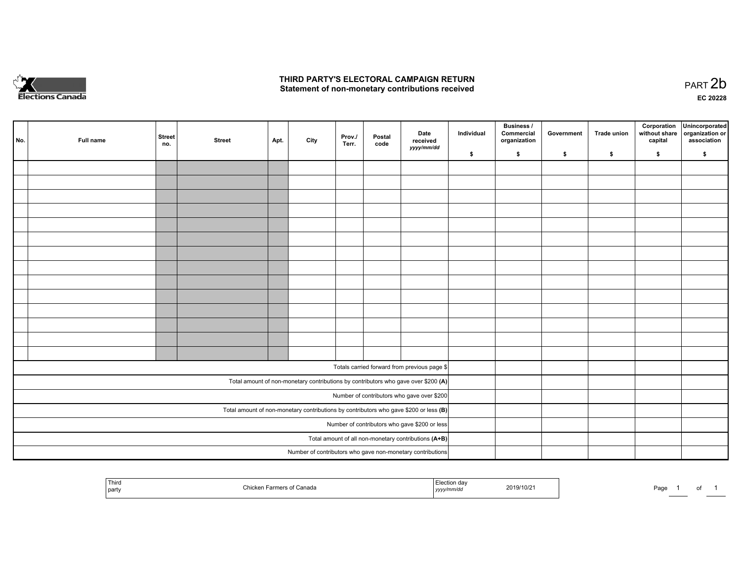# THIRD PARTY'S ELECTORAL CAMPAIGN RETURN
## Statement of non-monetary contributions received

PART 2b

EC 20228

| No. | Full name | Street no. | Street | Apt. | City | Prov./ Terr. | Postal code | Date received *yyyy/mm/dd* | Individual $ | Business / Commercial organization $ | Government $ | Trade union $ | Corporation without share capital $ | Unincorporated organization or association $ |
|---|---|---|---|---|---|---|---|---|---|---|---|---|---|---|
| | | | | | | | | | | | | | | |
| | | | | | | | | | | | | | | |
| | | | | | | | | | | | | | | |
| | | | | | | | | | | | | | | |
| | | | | | | | | | | | | | | |
| | | | | | | | | | | | | | | |
| | | | | | | | | | | | | | | |
| | | | | | | | | | | | | | | |
| | | | | | | | | | | | | | | |
| | | | | | | | | | | | | | | |
| | | | | | | | | | | | | | | |
| | | | | | | | | | | | | | | |
| | | | | | | | | | | | | | | |
| | | | | | | | | | | | | | | |
| Totals carried forward from previous page $ | | | | | | | | | | | | | | |
| Total amount of non-monetary contributions by contributors who gave over $200 **(A)** | | | | | | | | | | | | | | |
| Number of contributors who gave over $200 | | | | | | | | | | | | | | |
| Total amount of non-monetary contributions by contributors who gave $200 or less **(B)** | | | | | | | | | | | | | | |
| Number of contributors who gave $200 or less | | | | | | | | | | | | | | |
| Total amount of all non-monetary contributions **(A+B)** | | | | | | | | | | | | | | |
| Number of contributors who gave non-monetary contributions | | | | | | | | | | | | | | |

| Third party | Chicken Farmers of Canada | Election day *yyyy/mm/dd* | 2019/10/21 |
|---|---|---|---|

Page 1 of 1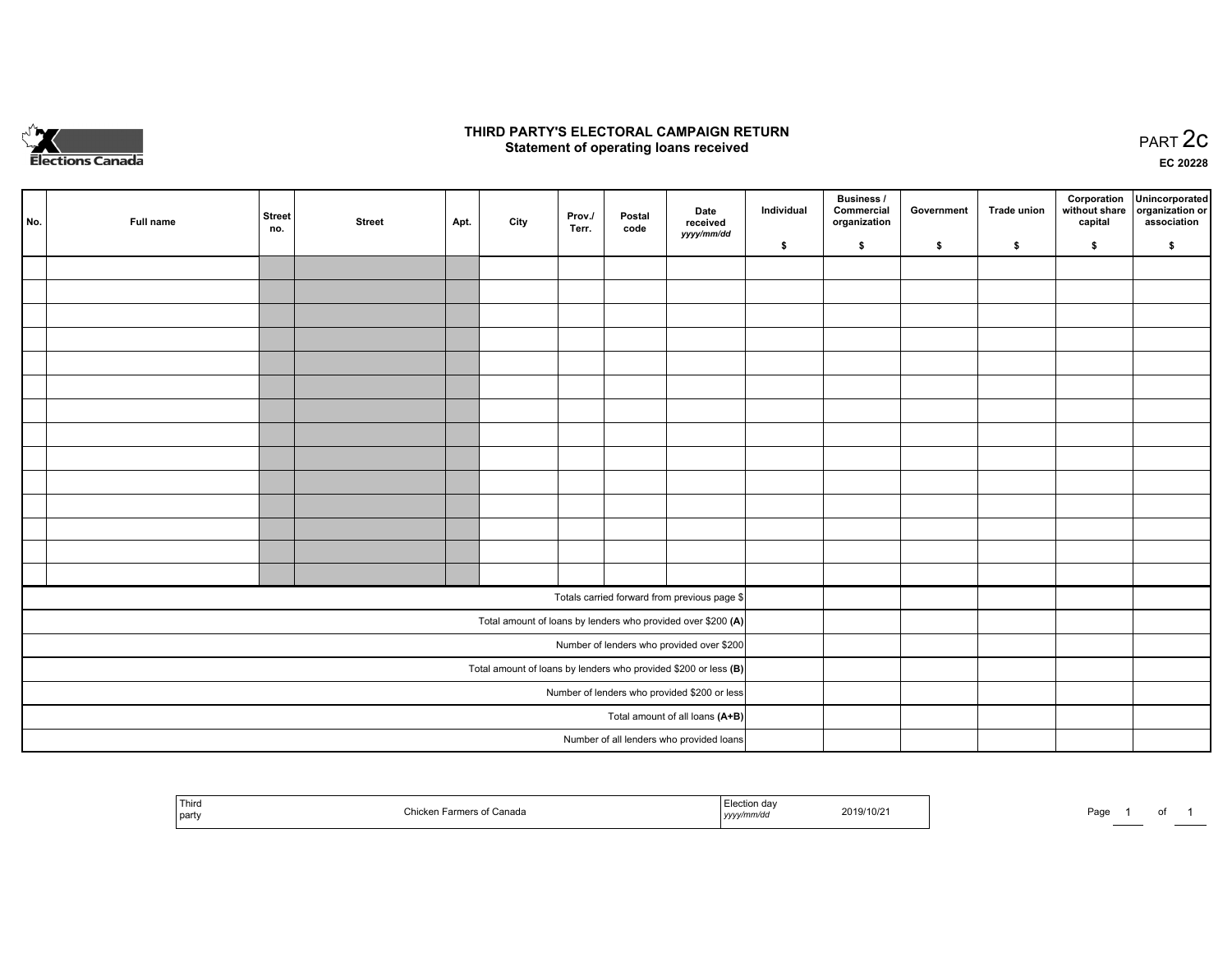Elections Canada

# THIRD PARTY'S ELECTORAL CAMPAIGN RETURN
## Statement of operating loans received

PART 2c

EC 20228

| No. | Full name | Street no. | Street | Apt. | City | Prov./ Terr. | Postal code | Date received *yyyy/mm/dd* | Individual $ | Business / Commercial organization $ | Government $ | Trade union $ | Corporation without share capital $ | Unincorporated organization or association $ |
|---|---|---|---|---|---|---|---|---|---|---|---|---|---|---|
| | | | | | | | | | | | | | | |
| | | | | | | | | | | | | | | |
| | | | | | | | | | | | | | | |
| | | | | | | | | | | | | | | |
| | | | | | | | | | | | | | | |
| | | | | | | | | | | | | | | |
| | | | | | | | | | | | | | | |
| | | | | | | | | | | | | | | |
| | | | | | | | | | | | | | | |
| | | | | | | | | | | | | | | |
| | | | | | | | | | | | | | | |
| | | | | | | | | | | | | | | |
| | | | | | | | | | | | | | | |
| | | | | | | | | | | | | | | |
| Totals carried forward from previous page $ | | | | | | | | | | | | | | |
| Total amount of loans by lenders who provided over $200 **(A)** | | | | | | | | | | | | | | |
| Number of lenders who provided over $200 | | | | | | | | | | | | | | |
| Total amount of loans by lenders who provided $200 or less **(B)** | | | | | | | | | | | | | | |
| Number of lenders who provided $200 or less | | | | | | | | | | | | | | |
| Total amount of all loans **(A+B)** | | | | | | | | | | | | | | |
| Number of all lenders who provided loans | | | | | | | | | | | | | | |

| Third party | Chicken Farmers of Canada | Election day *yyyy/mm/dd* | 2019/10/21 |
|---|---|---|---|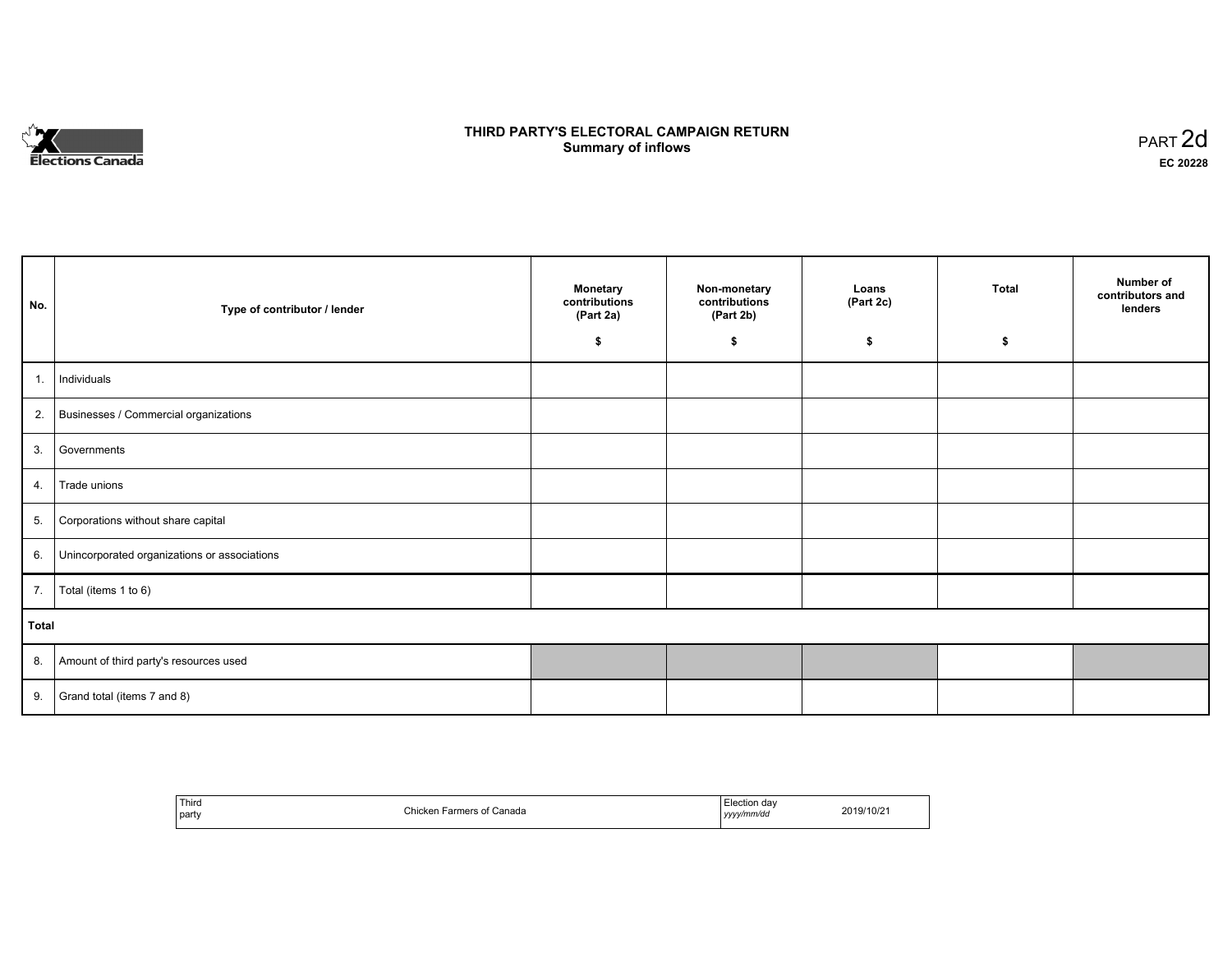# THIRD PARTY'S ELECTORAL CAMPAIGN RETURN
## Summary of inflows

PART 2d

**EC 20228**

| No. | Type of contributor / lender | Monetary contributions (Part 2a) $ | Non-monetary contributions (Part 2b) $ | Loans (Part 2c) $ | Total $ | Number of contributors and lenders |
|---|---|---|---|---|---|---|
| 1. | Individuals | | | | | |
| 2. | Businesses / Commercial organizations | | | | | |
| 3. | Governments | | | | | |
| 4. | Trade unions | | | | | |
| 5. | Corporations without share capital | | | | | |
| 6. | Unincorporated organizations or associations | | | | | |
| 7. | Total (items 1 to 6) | | | | | |
| **Total** | | | | | | |
| 8. | Amount of third party's resources used | | | | | |
| 9. | Grand total (items 7 and 8) | | | | | |

| Third party | Chicken Farmers of Canada | Election day *yyyy/mm/dd* | 2019/10/21 |
|---|---|---|---|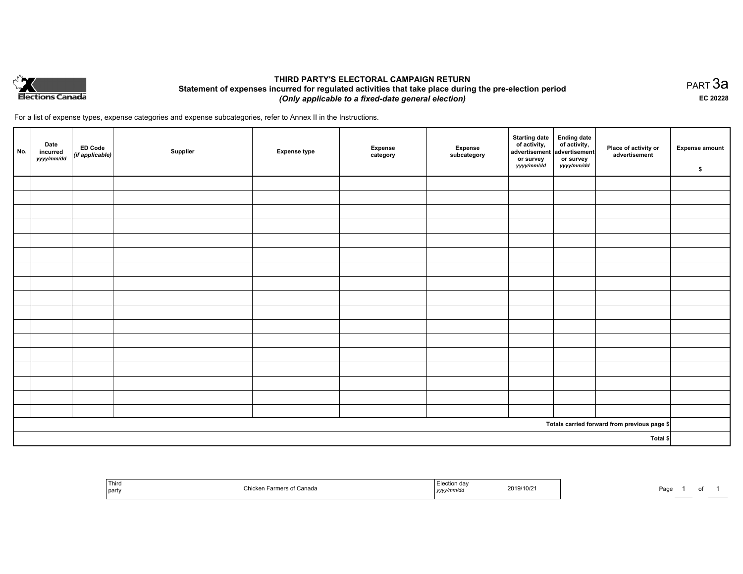# THIRD PARTY'S ELECTORAL CAMPAIGN RETURN

## Statement of expenses incurred for regulated activities that take place during the pre-election period

***(Only applicable to a fixed-date general election)***

PART 3a

**EC 20228**

For a list of expense types, expense categories and expense subcategories, refer to Annex II in the Instructions.

| No. | Date incurred *yyyy/mm/dd* | ED Code *(if applicable)* | Supplier | Expense type | Expense category | Expense subcategory | Starting date of activity, advertisement or survey *yyyy/mm/dd* | Ending date of activity, advertisement or survey *yyyy/mm/dd* | Place of activity or advertisement | Expense amount $ |
|---|---|---|---|---|---|---|---|---|---|---|
| | | | | | | | | | | |
| | | | | | | | | | | |
| | | | | | | | | | | |
| | | | | | | | | | | |
| | | | | | | | | | | |
| | | | | | | | | | | |
| | | | | | | | | | | |
| | | | | | | | | | | |
| | | | | | | | | | | |
| | | | | | | | | | | |
| | | | | | | | | | | |
| | | | | | | | | | | |
| | | | | | | | | | | |
| | | | | | | | | | | |
| | | | | | | | | | | |
| | | | | | | | | | | |
| | | | | | | | | | | |
| | | | | | | | | | **Totals carried forward from previous page $** | |
| | | | | | | | | | **Total $** | |

| Third party | Chicken Farmers of Canada | Election day *yyyy/mm/dd* | 2019/10/21 |
|---|---|---|---|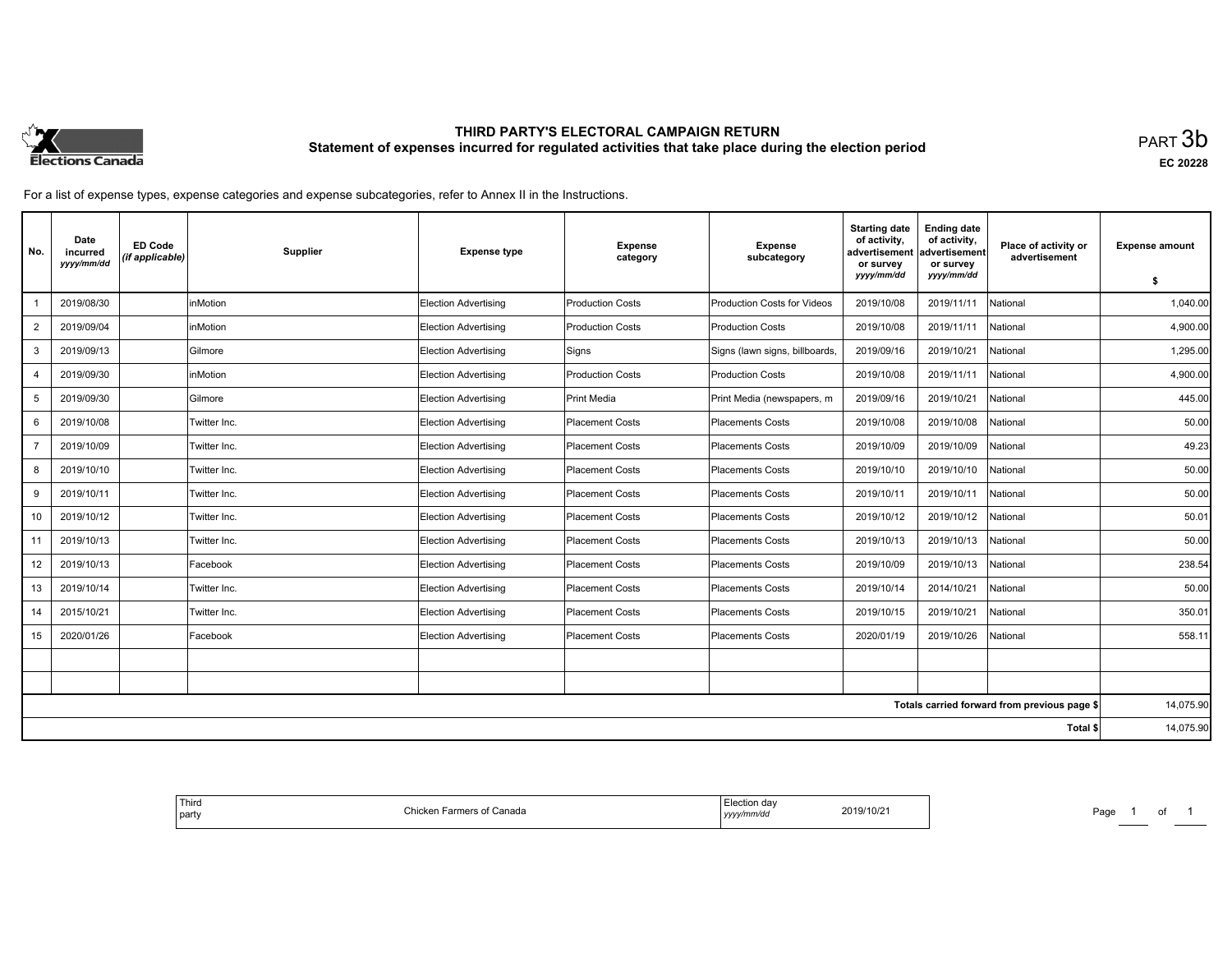# THIRD PARTY'S ELECTORAL CAMPAIGN RETURN

## Statement of expenses incurred for regulated activities that take place during the election period

PART 3b

EC 20228

For a list of expense types, expense categories and expense subcategories, refer to Annex II in the Instructions.

| No. | Date incurred *yyyy/mm/dd* | ED Code *(if applicable)* | Supplier | Expense type | Expense category | Expense subcategory | Starting date of activity, advertisement or survey *yyyy/mm/dd* | Ending date of activity, advertisement or survey *yyyy/mm/dd* | Place of activity or advertisement | Expense amount $ |
|---|---|---|---|---|---|---|---|---|---|---|
| 1 | 2019/08/30 | | inMotion | Election Advertising | Production Costs | Production Costs for Videos | 2019/10/08 | 2019/11/11 | National | 1,040.00 |
| 2 | 2019/09/04 | | inMotion | Election Advertising | Production Costs | Production Costs | 2019/10/08 | 2019/11/11 | National | 4,900.00 |
| 3 | 2019/09/13 | | Gilmore | Election Advertising | Signs | Signs (lawn signs, billboards, | 2019/09/16 | 2019/10/21 | National | 1,295.00 |
| 4 | 2019/09/30 | | inMotion | Election Advertising | Production Costs | Production Costs | 2019/10/08 | 2019/11/11 | National | 4,900.00 |
| 5 | 2019/09/30 | | Gilmore | Election Advertising | Print Media | Print Media (newspapers, m | 2019/09/16 | 2019/10/21 | National | 445.00 |
| 6 | 2019/10/08 | | Twitter Inc. | Election Advertising | Placement Costs | Placements Costs | 2019/10/08 | 2019/10/08 | National | 50.00 |
| 7 | 2019/10/09 | | Twitter Inc. | Election Advertising | Placement Costs | Placements Costs | 2019/10/09 | 2019/10/09 | National | 49.23 |
| 8 | 2019/10/10 | | Twitter Inc. | Election Advertising | Placement Costs | Placements Costs | 2019/10/10 | 2019/10/10 | National | 50.00 |
| 9 | 2019/10/11 | | Twitter Inc. | Election Advertising | Placement Costs | Placements Costs | 2019/10/11 | 2019/10/11 | National | 50.00 |
| 10 | 2019/10/12 | | Twitter Inc. | Election Advertising | Placement Costs | Placements Costs | 2019/10/12 | 2019/10/12 | National | 50.01 |
| 11 | 2019/10/13 | | Twitter Inc. | Election Advertising | Placement Costs | Placements Costs | 2019/10/13 | 2019/10/13 | National | 50.00 |
| 12 | 2019/10/13 | | Facebook | Election Advertising | Placement Costs | Placements Costs | 2019/10/09 | 2019/10/13 | National | 238.54 |
| 13 | 2019/10/14 | | Twitter Inc. | Election Advertising | Placement Costs | Placements Costs | 2019/10/14 | 2014/10/21 | National | 50.00 |
| 14 | 2015/10/21 | | Twitter Inc. | Election Advertising | Placement Costs | Placements Costs | 2019/10/15 | 2019/10/21 | National | 350.01 |
| 15 | 2020/01/26 | | Facebook | Election Advertising | Placement Costs | Placements Costs | 2020/01/19 | 2019/10/26 | National | 558.11 |
| | | | | | | | | | | |
| | | | | | | | | | | |
| | | | | | | | | | Totals carried forward from previous page $ | 14,075.90 |
| | | | | | | | | | Total $ | 14,075.90 |

| Third party | Chicken Farmers of Canada | Election day *yyyy/mm/dd* | 2019/10/21 |
|---|---|---|---|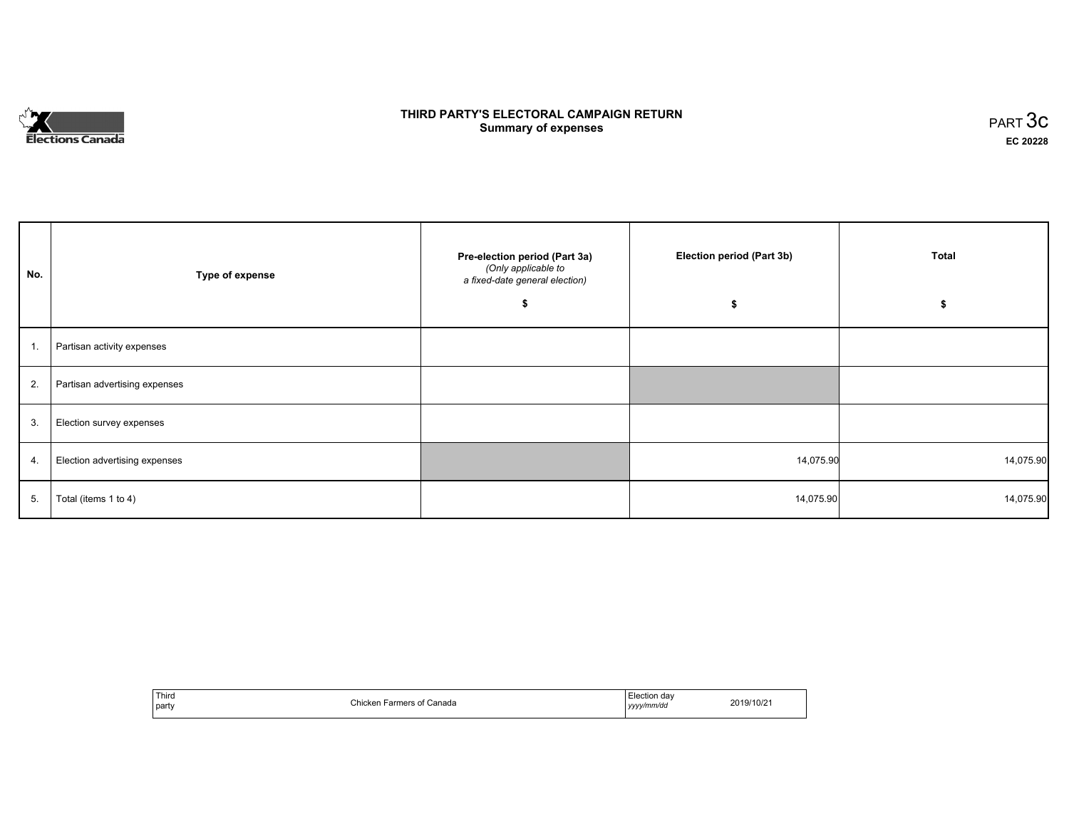# THIRD PARTY'S ELECTORAL CAMPAIGN RETURN
## Summary of expenses

PART 3c

**EC 20228**

| No. | Type of expense | Pre-election period (Part 3a) *(Only applicable to a fixed-date general election)* $ | Election period (Part 3b) $ | Total $ |
|---|---|---|---|---|
| 1. | Partisan activity expenses | | | |
| 2. | Partisan advertising expenses | | | |
| 3. | Election survey expenses | | | |
| 4. | Election advertising expenses | | 14,075.90 | 14,075.90 |
| 5. | Total (items 1 to 4) | | 14,075.90 | 14,075.90 |

| Third party | Chicken Farmers of Canada | Election day *yyyy/mm/dd* | 2019/10/21 |
|---|---|---|---|